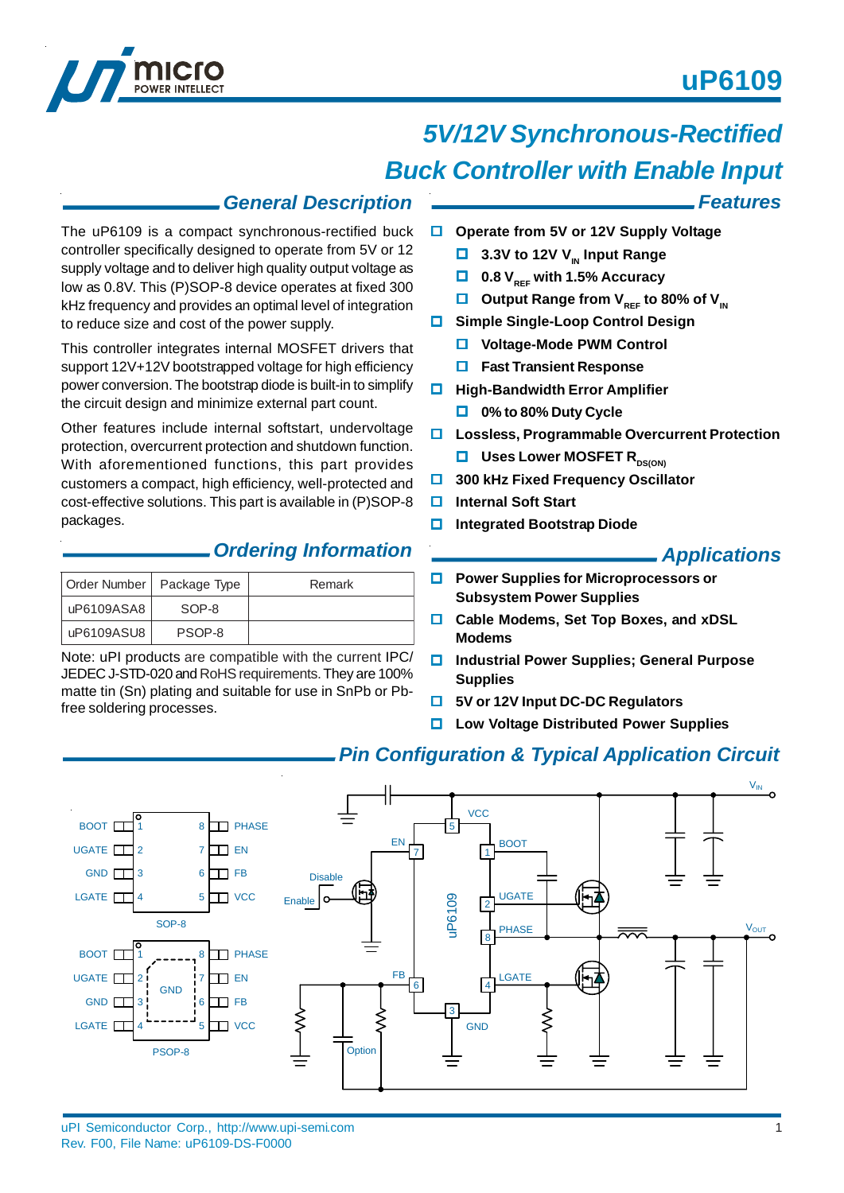# uP6109

## 5V/12V Synchronous-Rectified Buck Controller with Enable Input

### General Description

The uP6109 is a compact synchronous-rectified buck controller specifically designed to operate from 5V or 12 supply voltage and to deliver high quality output voltage as low as 0.8V. This (P)SOP-8 device operates at fixed 300 kHz frequency and provides an optimal level of integration to reduce size and cost of the power supply.

This controller integrates internal MOSFET drivers that support 12V+12V bootstrapped voltage for high efficiency power conversion. The bootstrap diode is built-in to simplify the circuit design and minimize external part count.

Other features include internal softstart, undervoltage protection, overcurrent protection and shutdown function. With aforementioned functions, this part provides customers a compact, high efficiency, well-protected and cost-effective solutions. This part is available in (P)SOP-8 packages.

### Ordering Information

| Order Number | Package Type | Remark |
| --- | --- | --- |
| uP6109ASA8 | SOP-8 | |
| uP6109ASU8 | PSOP-8 | |

Note: uPI products are compatible with the current IPC/JEDEC J-STD-020 and RoHS requirements. They are 100% matte tin (Sn) plating and suitable for use in SnPb or Pb-free soldering processes.

### Features

- **Operate from 5V or 12V Supply Voltage**
  - **3.3V to 12V $V_{IN}$ Input Range**
  - **0.8 $V_{REF}$ with 1.5% Accuracy**
  - **Output Range from $V_{REF}$ to 80% of $V_{IN}$**
- **Simple Single-Loop Control Design**
  - **Voltage-Mode PWM Control**
  - **Fast Transient Response**
- **High-Bandwidth Error Amplifier**
  - **0% to 80% Duty Cycle**
- **Lossless, Programmable Overcurrent Protection**
  - **Uses Lower MOSFET $R_{DS(ON)}$**
- **300 kHz Fixed Frequency Oscillator**
- **Internal Soft Start**
- **Integrated Bootstrap Diode**

### Applications

- **Power Supplies for Microprocessors or Subsystem Power Supplies**
- **Cable Modems, Set Top Boxes, and xDSL Modems**
- **Industrial Power Supplies; General Purpose Supplies**
- **5V or 12V Input DC-DC Regulators**
- **Low Voltage Distributed Power Supplies**

### Pin Configuration & Typical Application Circuit

SOP-8: 1 BOOT, 2 UGATE, 3 GND, 4 LGATE, 5 VCC, 6 FB, 7 EN, 8 PHASE

PSOP-8: 1 BOOT, 2 UGATE, 3 GND, 4 LGATE, 5 VCC, 6 FB, 7 EN, 8 PHASE (exposed pad: GND)

Typical application circuit labels: uP6109, VCC (5), EN (7), BOOT (1), UGATE (2), PHASE (8), FB (6), LGATE (4), GND (3), Disable, Enable, Option, $V_{IN}$, $V_{OUT}$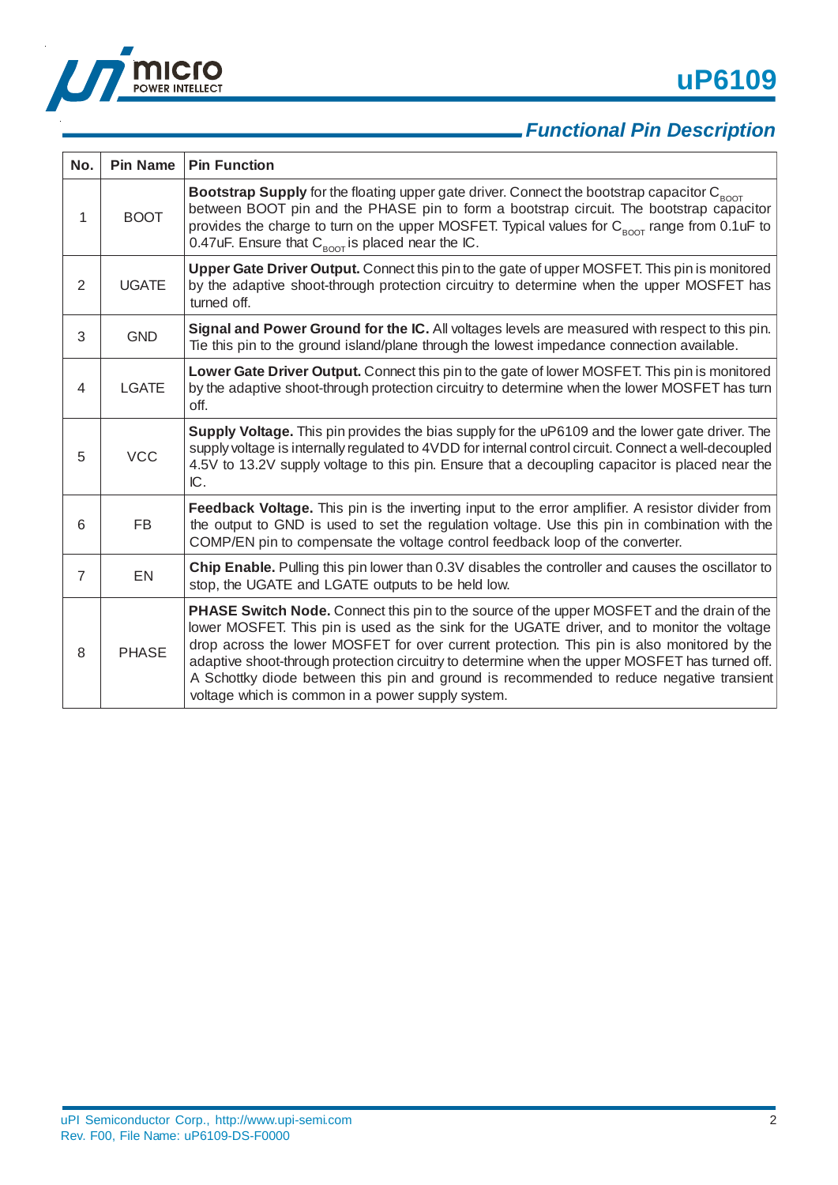## Functional Pin Description

| No. | Pin Name | Pin Function |
|---|---|---|
| 1 | BOOT | **Bootstrap Supply** for the floating upper gate driver. Connect the bootstrap capacitor $C_{BOOT}$ between BOOT pin and the PHASE pin to form a bootstrap circuit. The bootstrap capacitor provides the charge to turn on the upper MOSFET. Typical values for $C_{BOOT}$ range from 0.1uF to 0.47uF. Ensure that $C_{BOOT}$ is placed near the IC. |
| 2 | UGATE | **Upper Gate Driver Output.** Connect this pin to the gate of upper MOSFET. This pin is monitored by the adaptive shoot-through protection circuitry to determine when the upper MOSFET has turned off. |
| 3 | GND | **Signal and Power Ground for the IC.** All voltages levels are measured with respect to this pin. Tie this pin to the ground island/plane through the lowest impedance connection available. |
| 4 | LGATE | **Lower Gate Driver Output.** Connect this pin to the gate of lower MOSFET. This pin is monitored by the adaptive shoot-through protection circuitry to determine when the lower MOSFET has turn off. |
| 5 | VCC | **Supply Voltage.** This pin provides the bias supply for the uP6109 and the lower gate driver. The supply voltage is internally regulated to 4VDD for internal control circuit. Connect a well-decoupled 4.5V to 13.2V supply voltage to this pin. Ensure that a decoupling capacitor is placed near the IC. |
| 6 | FB | **Feedback Voltage.** This pin is the inverting input to the error amplifier. A resistor divider from the output to GND is used to set the regulation voltage. Use this pin in combination with the COMP/EN pin to compensate the voltage control feedback loop of the converter. |
| 7 | EN | **Chip Enable.** Pulling this pin lower than 0.3V disables the controller and causes the oscillator to stop, the UGATE and LGATE outputs to be held low. |
| 8 | PHASE | **PHASE Switch Node.** Connect this pin to the source of the upper MOSFET and the drain of the lower MOSFET. This pin is used as the sink for the UGATE driver, and to monitor the voltage drop across the lower MOSFET for over current protection. This pin is also monitored by the adaptive shoot-through protection circuitry to determine when the upper MOSFET has turned off. A Schottky diode between this pin and ground is recommended to reduce negative transient voltage which is common in a power supply system. |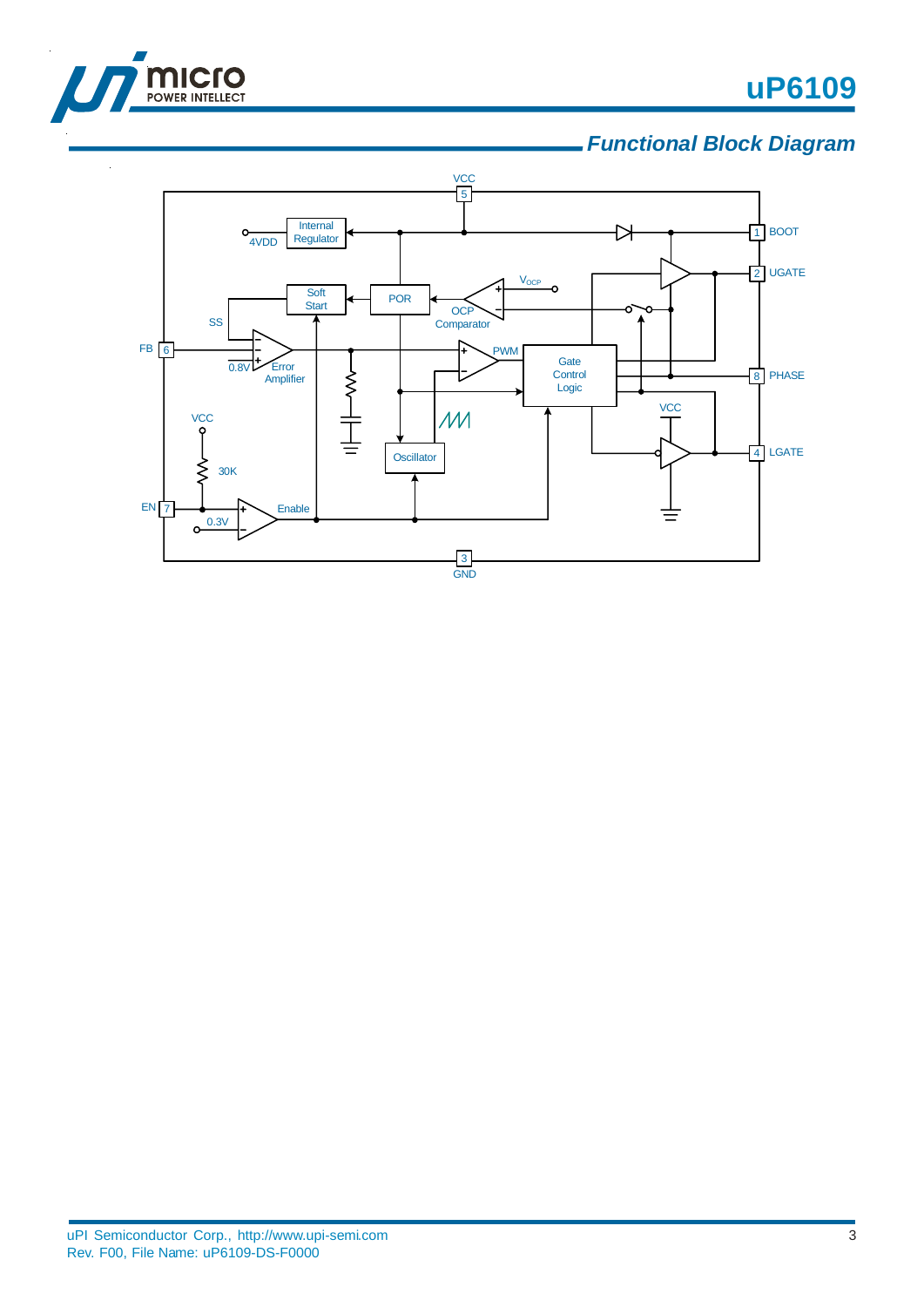## Functional Block Diagram

VCC
5
Internal Regulator
4VDD
BOOT
1
UGATE
2
$V_{OCP}$
Soft Start
POR
OCP Comparator
SS
FB
6
0.8V
Error Amplifier
PWM
Gate Control Logic
PHASE
8
VCC
VCC
30K
Oscillator
LGATE
4
EN
7
0.3V
Enable
3
GND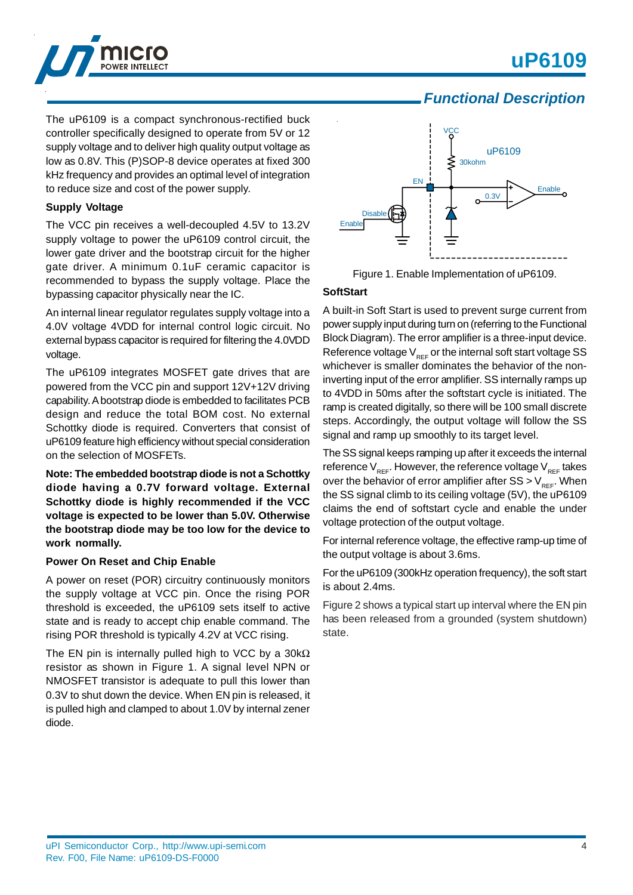## Functional Description

The uP6109 is a compact synchronous-rectified buck controller specifically designed to operate from 5V or 12 supply voltage and to deliver high quality output voltage as low as 0.8V. This (P)SOP-8 device operates at fixed 300 kHz frequency and provides an optimal level of integration to reduce size and cost of the power supply.

### Supply Voltage

The VCC pin receives a well-decoupled 4.5V to 13.2V supply voltage to power the uP6109 control circuit, the lower gate driver and the bootstrap circuit for the higher gate driver. A minimum 0.1uF ceramic capacitor is recommended to bypass the supply voltage. Place the bypassing capacitor physically near the IC.

An internal linear regulator regulates supply voltage into a 4.0V voltage 4VDD for internal control logic circuit. No external bypass capacitor is required for filtering the 4.0VDD voltage.

The uP6109 integrates MOSFET gate drives that are powered from the VCC pin and support 12V+12V driving capability. A bootstrap diode is embedded to facilitates PCB design and reduce the total BOM cost. No external Schottky diode is required. Converters that consist of uP6109 feature high efficiency without special consideration on the selection of MOSFETs.

**Note: The embedded bootstrap diode is not a Schottky diode having a 0.7V forward voltage. External Schottky diode is highly recommended if the VCC voltage is expected to be lower than 5.0V. Otherwise the bootstrap diode may be too low for the device to work normally.**

### Power On Reset and Chip Enable

A power on reset (POR) circuitry continuously monitors the supply voltage at VCC pin. Once the rising POR threshold is exceeded, the uP6109 sets itself to active state and is ready to accept chip enable command. The rising POR threshold is typically 4.2V at VCC rising.

The EN pin is internally pulled high to VCC by a 30kΩ resistor as shown in Figure 1. A signal level NPN or NMOSFET transistor is adequate to pull this lower than 0.3V to shut down the device. When EN pin is released, it is pulled high and clamped to about 1.0V by internal zener diode.

VCC
uP6109
30kohm
EN
0.3V
Enable
Disable
Enable

Figure 1. Enable Implementation of uP6109.

### SoftSstart

A built-in Soft Start is used to prevent surge current from power supply input during turn on (referring to the Functional Block Diagram). The error amplifier is a three-input device. Reference voltage $V_{REF}$ or the internal soft start voltage SS whichever is smaller dominates the behavior of the non-inverting input of the error amplifier. SS internally ramps up to 4VDD in 50ms after the softstart cycle is initiated. The ramp is created digitally, so there will be 100 small discrete steps. Accordingly, the output voltage will follow the SS signal and ramp up smoothly to its target level.

The SS signal keeps ramping up after it exceeds the internal reference $V_{REF}$. However, the reference voltage $V_{REF}$ takes over the behavior of error amplifier after SS > $V_{REF}$. When the SS signal climb to its ceiling voltage (5V), the uP6109 claims the end of softstart cycle and enable the under voltage protection of the output voltage.

For internal reference voltage, the effective ramp-up time of the output voltage is about 3.6ms.

For the uP6109 (300kHz operation frequency), the soft start is about 2.4ms.

Figure 2 shows a typical start up interval where the EN pin has been released from a grounded (system shutdown) state.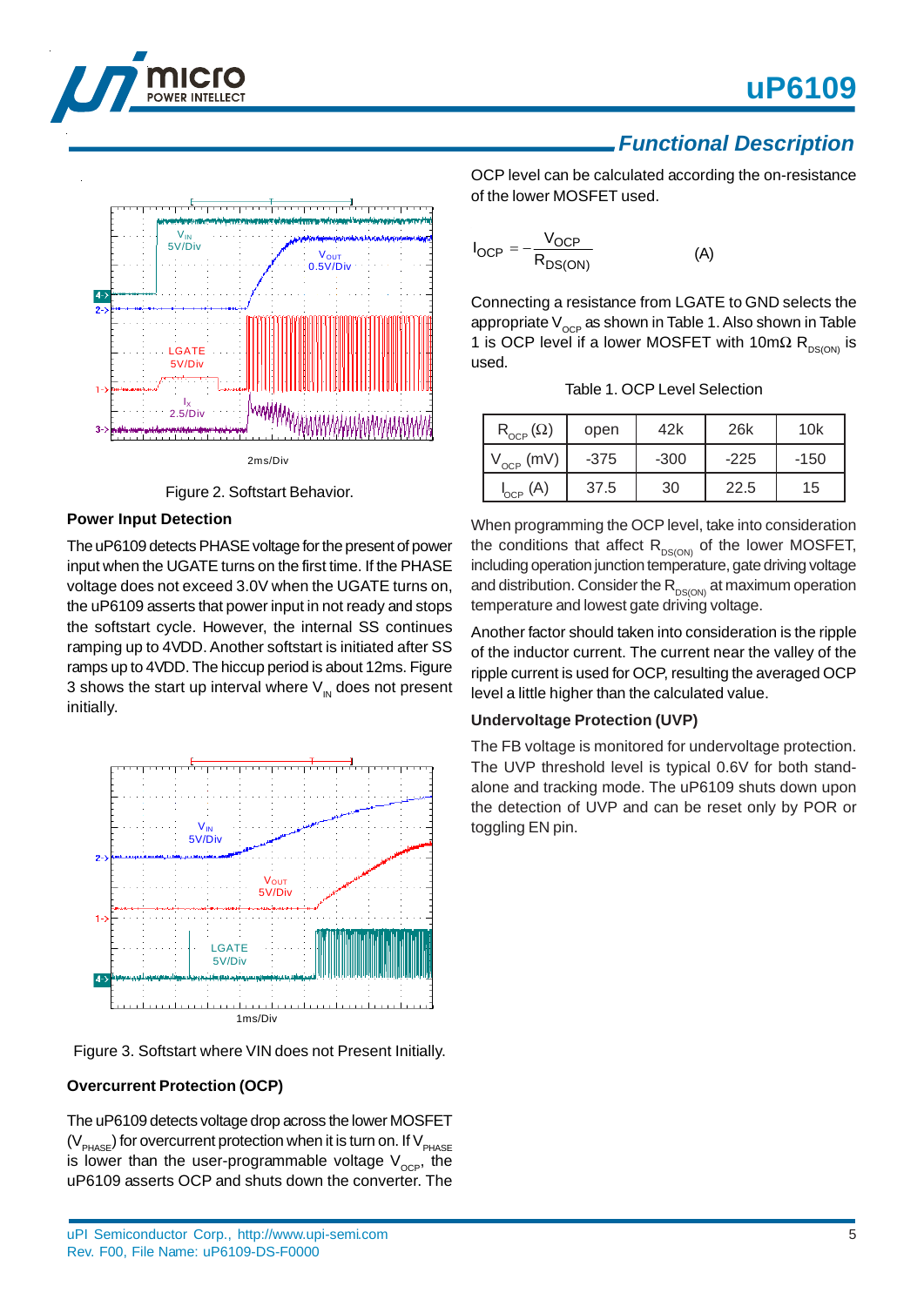## Functional Description

V$_{IN}$
5V/Div
V$_{OUT}$
0.5V/Div
LGATE
5V/Div
I$_X$
2.5/Div
4->
2->
1->
3->
2ms/Div

Figure 2. Softstart Behavior.

### Power Input Detection

The uP6109 detects PHASE voltage for the present of power input when the UGATE turns on the first time. If the PHASE voltage does not exceed 3.0V when the UGATE turns on, the uP6109 asserts that power input in not ready and stops the softstart cycle. However, the internal SS continues ramping up to 4VDD. Another softstart is initiated after SS ramps up to 4VDD. The hiccup period is about 12ms. Figure 3 shows the start up interval where $V_{IN}$ does not present initially.

V$_{IN}$
5V/Div
V$_{OUT}$
5V/Div
LGATE
5V/Div
2->
1->
4->
1ms/Div

Figure 3. Softstart where VIN does not Present Initially.

### Overcurrent Protection (OCP)

The uP6109 detects voltage drop across the lower MOSFET ($V_{PHASE}$) for overcurrent protection when it is turn on. If $V_{PHASE}$ is lower than the user-programmable voltage $V_{OCP}$, the uP6109 asserts OCP and shuts down the converter. The OCP level can be calculated according the on-resistance of the lower MOSFET used.

$$I_{OCP} = -\frac{V_{OCP}}{R_{DS(ON)}} \qquad \text{(A)}$$

Connecting a resistance from LGATE to GND selects the appropriate $V_{OCP}$ as shown in Table 1. Also shown in Table 1 is OCP level if a lower MOSFET with 10mΩ $R_{DS(ON)}$ is used.

Table 1. OCP Level Selection

| $R_{OCP}$ (Ω) | open | 42k | 26k | 10k |
|---|---|---|---|---|
| $V_{OCP}$ (mV) | -375 | -300 | -225 | -150 |
| $I_{OCP}$ (A) | 37.5 | 30 | 22.5 | 15 |

When programming the OCP level, take into consideration the conditions that affect $R_{DS(ON)}$ of the lower MOSFET, including operation junction temperature, gate driving voltage and distribution. Consider the $R_{DS(ON)}$ at maximum operation temperature and lowest gate driving voltage.

Another factor should taken into consideration is the ripple of the inductor current. The current near the valley of the ripple current is used for OCP, resulting the averaged OCP level a little higher than the calculated value.

### Undervoltage Protection (UVP)

The FB voltage is monitored for undervoltage protection. The UVP threshold level is typical 0.6V for both stand-alone and tracking mode. The uP6109 shuts down upon the detection of UVP and can be reset only by POR or toggling EN pin.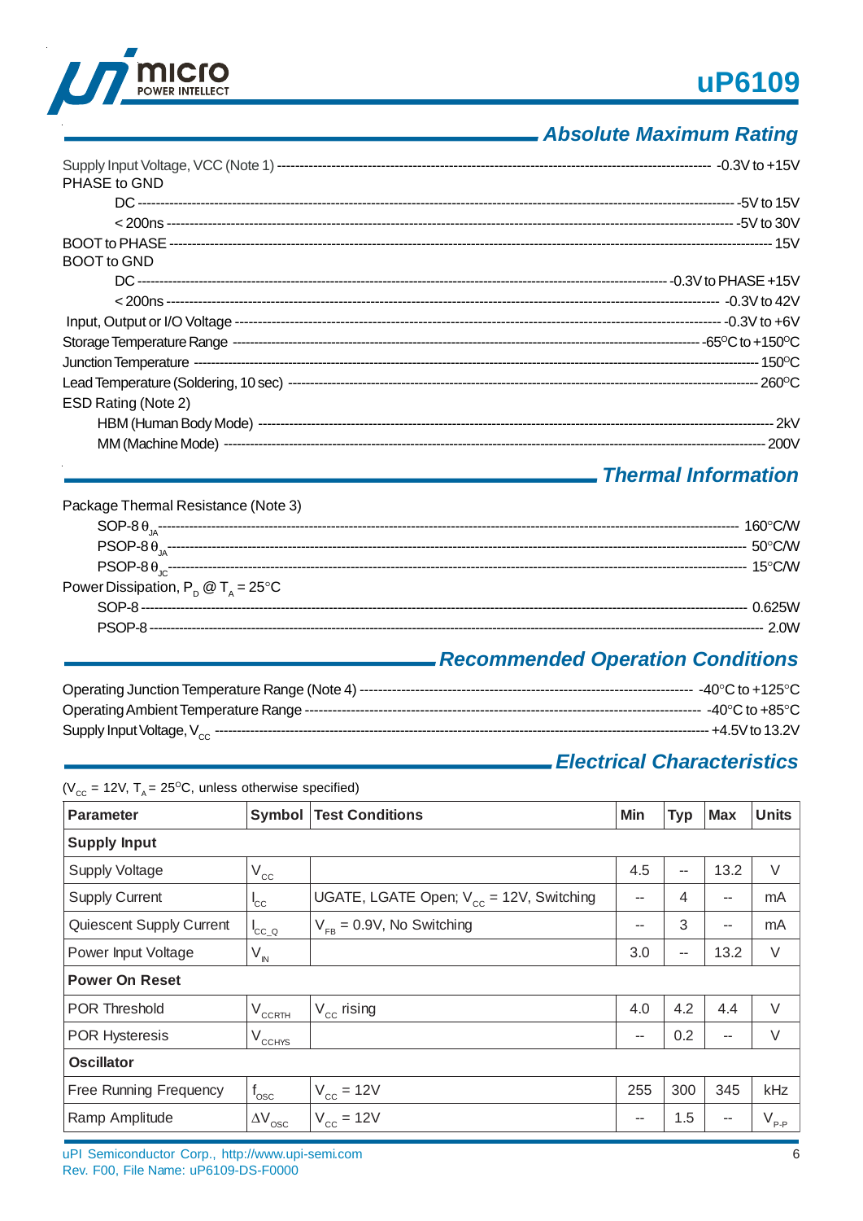## Absolute Maximum Rating

Supply Input Voltage, VCC (Note 1) ---------- -0.3V to +15V
PHASE to GND
- DC ---------- -5V to 15V
- < 200ns ---------- -5V to 30V

BOOT to PHASE ---------- 15V
BOOT to GND
- DC ---------- -0.3V to PHASE +15V
- < 200ns ---------- -0.3V to 42V

Input, Output or I/O Voltage ---------- -0.3V to +6V
Storage Temperature Range ---------- -65°C to +150°C
Junction Temperature ---------- 150°C
Lead Temperature (Soldering, 10 sec) ---------- 260°C
ESD Rating (Note 2)
- HBM (Human Body Mode) ---------- 2kV
- MM (Machine Mode) ---------- 200V

## Thermal Information

Package Thermal Resistance (Note 3)
- SOP-8 $\theta_{JA}$ ---------- 160°C/W
- PSOP-8 $\theta_{JA}$ ---------- 50°C/W
- PSOP-8 $\theta_{JC}$ ---------- 15°C/W

Power Dissipation, $P_D$ @ $T_A$ = 25°C
- SOP-8 ---------- 0.625W
- PSOP-8 ---------- 2.0W

## Recommended Operation Conditions

Operating Junction Temperature Range (Note 4) ---------- -40°C to +125°C
Operating Ambient Temperature Range ---------- -40°C to +85°C
Supply Input Voltage, $V_{CC}$ ---------- +4.5V to 13.2V

## Electrical Characteristics

($V_{CC}$ = 12V, $T_A$ = 25°C, unless otherwise specified)

| Parameter | Symbol | Test Conditions | Min | Typ | Max | Units |
|---|---|---|---|---|---|---|
| **Supply Input** | | | | | | |
| Supply Voltage | $V_{CC}$ | | 4.5 | -- | 13.2 | V |
| Supply Current | $I_{CC}$ | UGATE, LGATE Open; $V_{CC}$ = 12V, Switching | -- | 4 | -- | mA |
| Quiescent Supply Current | $I_{CC\_Q}$ | $V_{FB}$ = 0.9V, No Switching | -- | 3 | -- | mA |
| Power Input Voltage | $V_{IN}$ | | 3.0 | -- | 13.2 | V |
| **Power On Reset** | | | | | | |
| POR Threshold | $V_{CCRTH}$ | $V_{CC}$ rising | 4.0 | 4.2 | 4.4 | V |
| POR Hysteresis | $V_{CCHYS}$ | | -- | 0.2 | -- | V |
| **Oscillator** | | | | | | |
| Free Running Frequency | $f_{OSC}$ | $V_{CC}$ = 12V | 255 | 300 | 345 | kHz |
| Ramp Amplitude | $\Delta V_{OSC}$ | $V_{CC}$ = 12V | -- | 1.5 | -- | $V_{P-P}$ |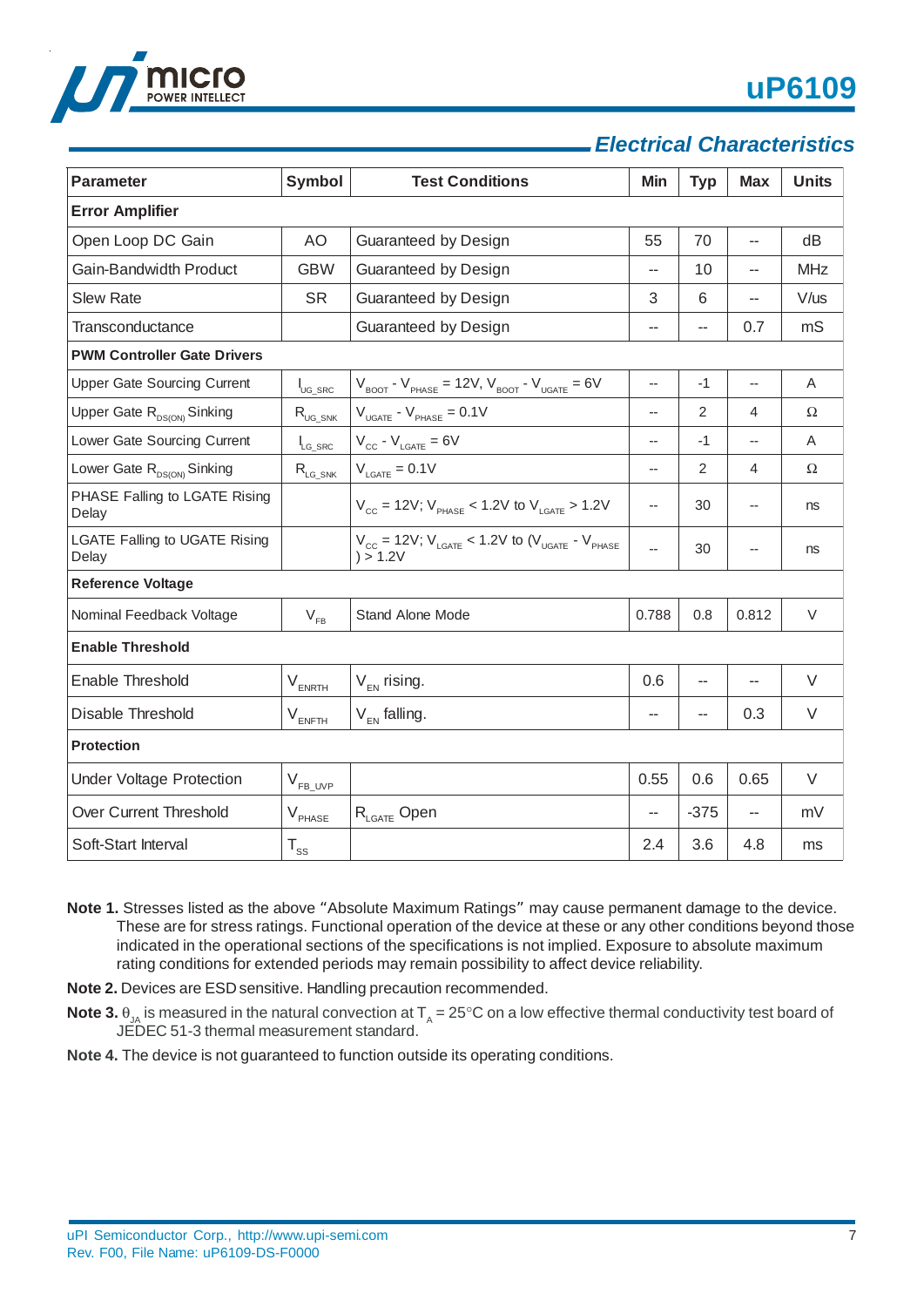## Electrical Characteristics

| Parameter | Symbol | Test Conditions | Min | Typ | Max | Units |
|---|---|---|---|---|---|---|
| **Error Amplifier** | | | | | | |
| Open Loop DC Gain | AO | Guaranteed by Design | 55 | 70 | -- | dB |
| Gain-Bandwidth Product | GBW | Guaranteed by Design | -- | 10 | -- | MHz |
| Slew Rate | SR | Guaranteed by Design | 3 | 6 | -- | V/us |
| Transconductance | | Guaranteed by Design | -- | -- | 0.7 | mS |
| **PWM Controller Gate Drivers** | | | | | | |
| Upper Gate Sourcing Current | $I_{UG\_SRC}$ | $V_{BOOT}$ - $V_{PHASE}$ = 12V, $V_{BOOT}$ - $V_{UGATE}$ = 6V | -- | -1 | -- | A |
| Upper Gate $R_{DS(ON)}$ Sinking | $R_{UG\_SNK}$ | $V_{UGATE}$ - $V_{PHASE}$ = 0.1V | -- | 2 | 4 | Ω |
| Lower Gate Sourcing Current | $I_{LG\_SRC}$ | $V_{CC}$ - $V_{LGATE}$ = 6V | -- | -1 | -- | A |
| Lower Gate $R_{DS(ON)}$ Sinking | $R_{LG\_SNK}$ | $V_{LGATE}$ = 0.1V | -- | 2 | 4 | Ω |
| PHASE Falling to LGATE Rising Delay | | $V_{CC}$ = 12V; $V_{PHASE}$ < 1.2V to $V_{LGATE}$ > 1.2V | -- | 30 | -- | ns |
| LGATE Falling to UGATE Rising Delay | | $V_{CC}$ = 12V; $V_{LGATE}$ < 1.2V to ($V_{UGATE}$ - $V_{PHASE}$) > 1.2V | -- | 30 | -- | ns |
| **Reference Voltage** | | | | | | |
| Nominal Feedback Voltage | $V_{FB}$ | Stand Alone Mode | 0.788 | 0.8 | 0.812 | V |
| **Enable Threshold** | | | | | | |
| Enable Threshold | $V_{ENRTH}$ | $V_{EN}$ rising. | 0.6 | -- | -- | V |
| Disable Threshold | $V_{ENFTH}$ | $V_{EN}$ falling. | -- | -- | 0.3 | V |
| **Protection** | | | | | | |
| Under Voltage Protection | $V_{FB\_UVP}$ | | 0.55 | 0.6 | 0.65 | V |
| Over Current Threshold | $V_{PHASE}$ | $R_{LGATE}$ Open | -- | -375 | -- | mV |
| Soft-Start Interval | $T_{SS}$ | | 2.4 | 3.6 | 4.8 | ms |

**Note 1.** Stresses listed as the above "Absolute Maximum Ratings" may cause permanent damage to the device. These are for stress ratings. Functional operation of the device at these or any other conditions beyond those indicated in the operational sections of the specifications is not implied. Exposure to absolute maximum rating conditions for extended periods may remain possibility to affect device reliability.

**Note 2.** Devices are ESD sensitive. Handling precaution recommended.

**Note 3.** $\theta_{JA}$ is measured in the natural convection at $T_A$ = 25°C on a low effective thermal conductivity test board of JEDEC 51-3 thermal measurement standard.

**Note 4.** The device is not guaranteed to function outside its operating conditions.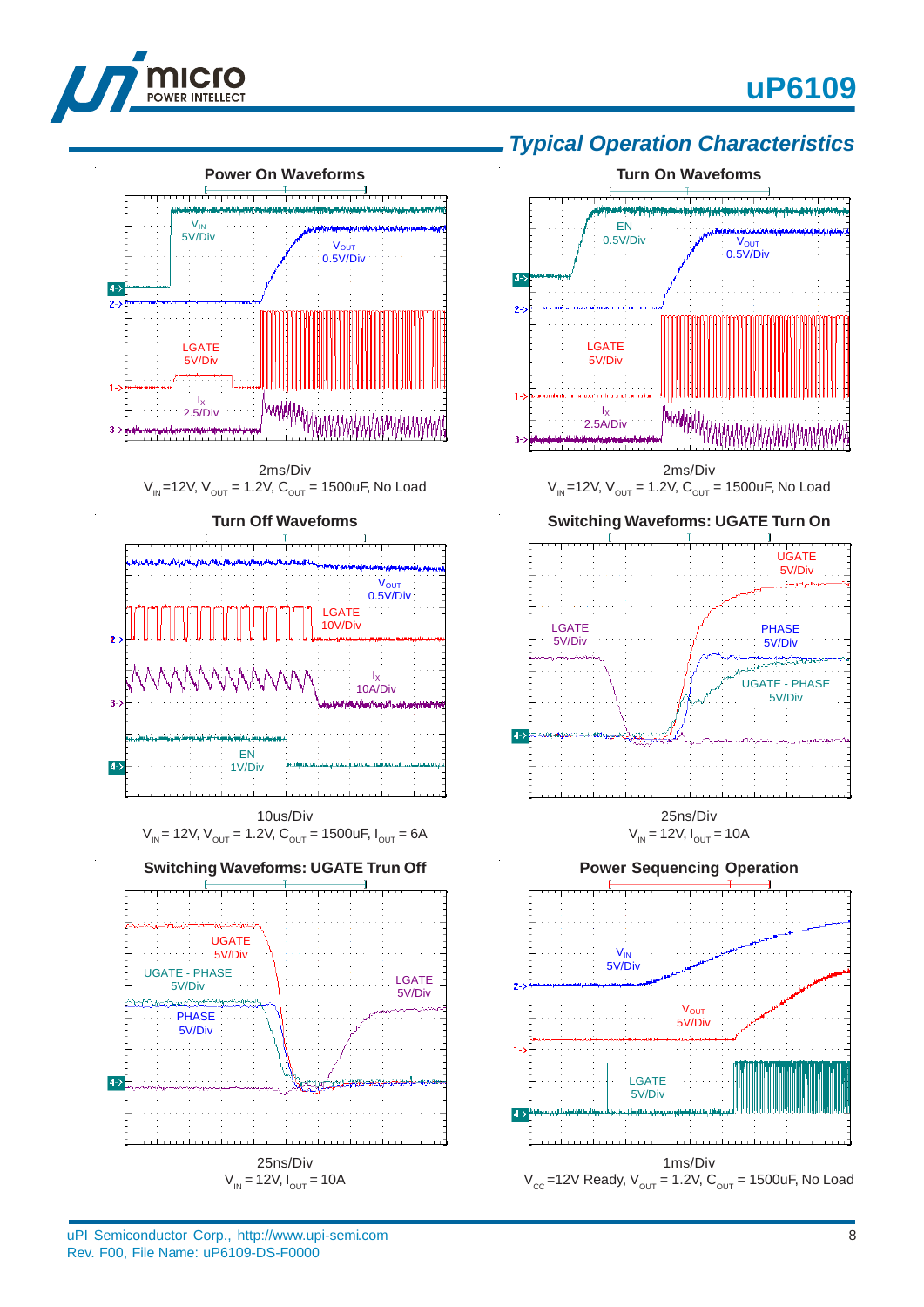## Typical Operation Characteristics

**Power On Waveforms**

$V_{IN}$
5V/Div

$V_{OUT}$
0.5V/Div

LGATE
5V/Div

$I_X$
2.5V/Div

2ms/Div
$V_{IN}$=12V, $V_{OUT}$ = 1.2V, $C_{OUT}$ = 1500uF, No Load

**Turn On Waveforms**

EN
0.5V/Div

$V_{OUT}$
0.5V/Div

LGATE
5V/Div

$I_X$
2.5A/Div

2ms/Div
$V_{IN}$=12V, $V_{OUT}$ = 1.2V, $C_{OUT}$ = 1500uF, No Load

**Turn Off Waveforms**

$V_{OUT}$
0.5V/Div

LGATE
10V/Div

$I_X$
10A/Div

EN
1V/Div

10us/Div
$V_{IN}$ = 12V, $V_{OUT}$ = 1.2V, $C_{OUT}$ = 1500uF, $I_{OUT}$ = 6A

**Switching Waveforms: UGATE Turn On**

UGATE
5V/Div

LGATE
5V/Div

PHASE
5V/Div

UGATE - PHASE
5V/Div

25ns/Div
$V_{IN}$ = 12V, $I_{OUT}$ = 10A

**Switching Waveforms: UGATE Trun Off**

UGATE
5V/Div

UGATE - PHASE
5V/Div

LGATE
5V/Div

PHASE
5V/Div

25ns/Div
$V_{IN}$ = 12V, $I_{OUT}$ = 10A

**Power Sequencing Operation**

$V_{IN}$
5V/Div

$V_{OUT}$
5V/Div

LGATE
5V/Div

1ms/Div
$V_{CC}$ =12V Ready, $V_{OUT}$ = 1.2V, $C_{OUT}$ = 1500uF, No Load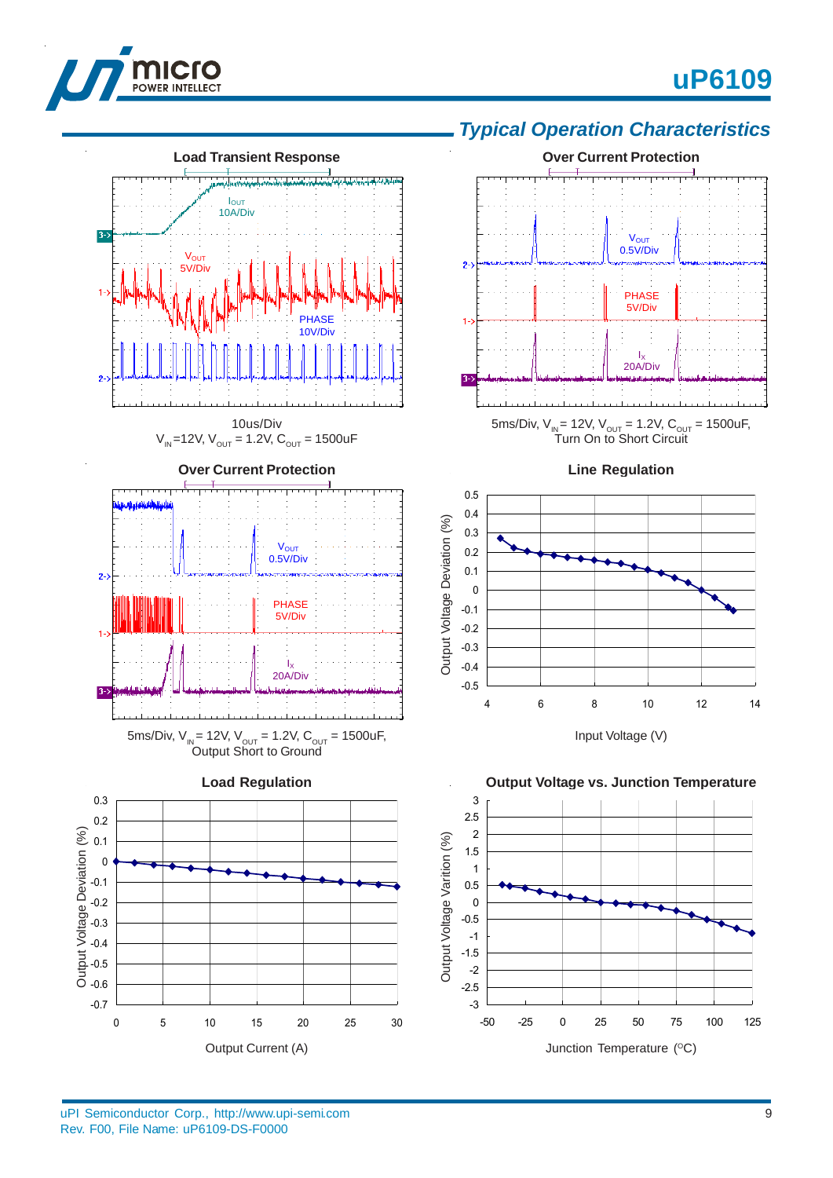## Typical Operation Characteristics

**Load Transient Response**

$I_{OUT}$ 10A/Div

$V_{OUT}$ 5V/Div

PHASE 10V/Div

10us/Div

$V_{IN}$ =12V, $V_{OUT}$ = 1.2V, $C_{OUT}$ = 1500uF

**Over Current Protection**

$V_{OUT}$ 0.5V/Div

PHASE 5V/Div

$I_X$ 20A/Div

5ms/Div, $V_{IN}$ = 12V, $V_{OUT}$ = 1.2V, $C_{OUT}$ = 1500uF,
Turn On to Short Circuit

**Over Current Protection**

$V_{OUT}$ 0.5V/Div

PHASE 5V/Div

$I_X$ 20A/Div

5ms/Div, $V_{IN}$ = 12V, $V_{OUT}$ = 1.2V, $C_{OUT}$ = 1500uF,
Output Short to Ground

**Line Regulation**

Output Voltage Deviation (%)

0.5, 0.4, 0.3, 0.2, 0.1, 0, -0.1, -0.2, -0.3, -0.4, -0.5

4, 6, 8, 10, 12, 14

Input Voltage (V)

**Load Regulation**

Output Voltage Deviation (%)

0.3, 0.2, 0.1, 0, -0.1, -0.2, -0.3, -0.4, -0.5, -0.6, -0.7

0, 5, 10, 15, 20, 25, 30

Output Current (A)

**Output Voltage vs. Junction Temperature**

Output Voltage Varition (%)

3, 2.5, 2, 1.5, 1, 0.5, 0, -0.5, -1, -1.5, -2, -2.5, -3

-50, -25, 0, 25, 50, 75, 100, 125

Junction Temperature (°C)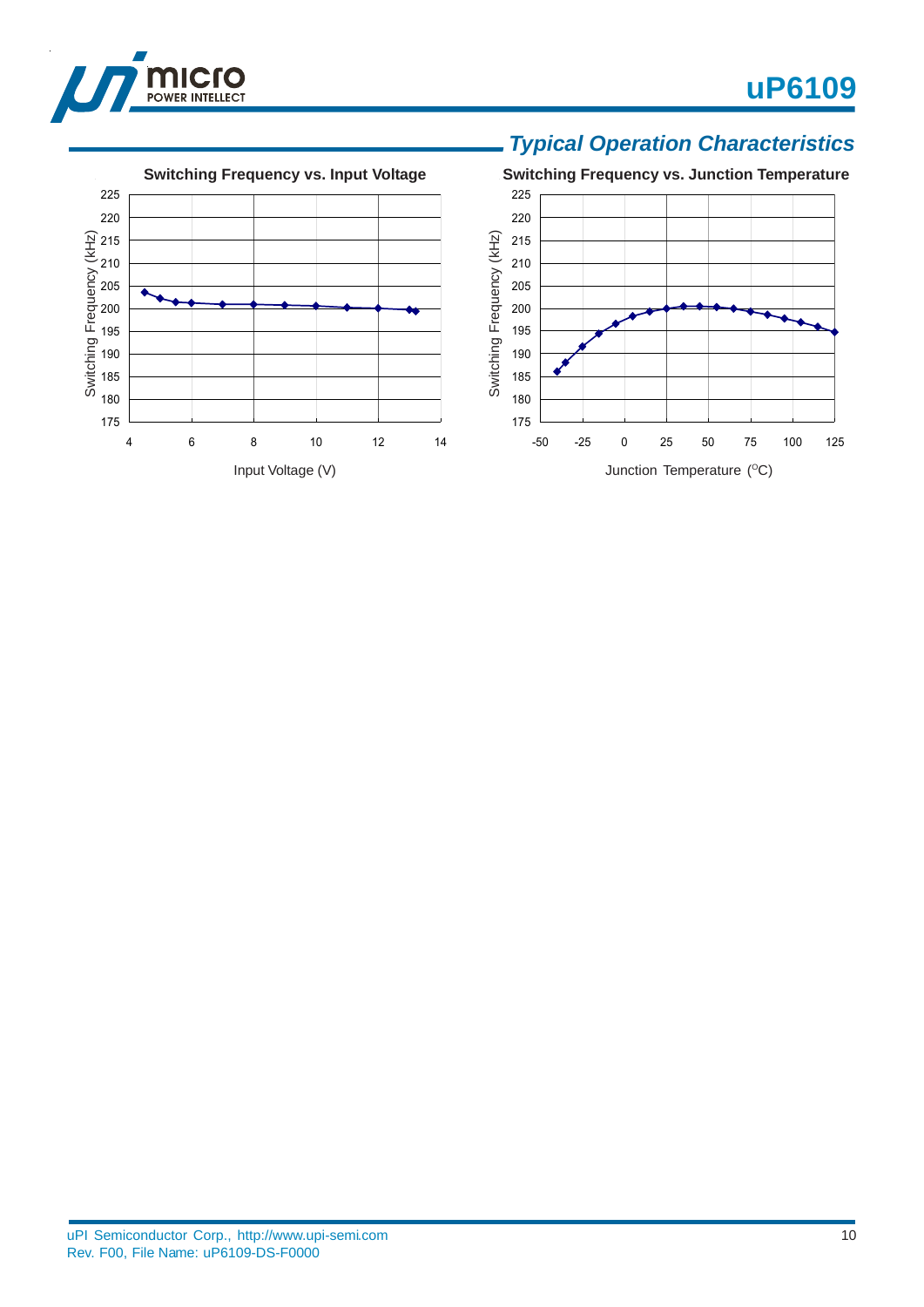## *Typical Operation Characteristics*

**Switching Frequency vs. Input Voltage**

Switching Frequency (kHz)

225
220
215
210
205
200
195
190
185
180
175

4 6 8 10 12 14

Input Voltage (V)

**Switching Frequency vs. Junction Temperature**

Switching Frequency (kHz)

225
220
215
210
205
200
195
190
185
180
175

-50 -25 0 25 50 75 100 125

Junction Temperature ($^{O}$C)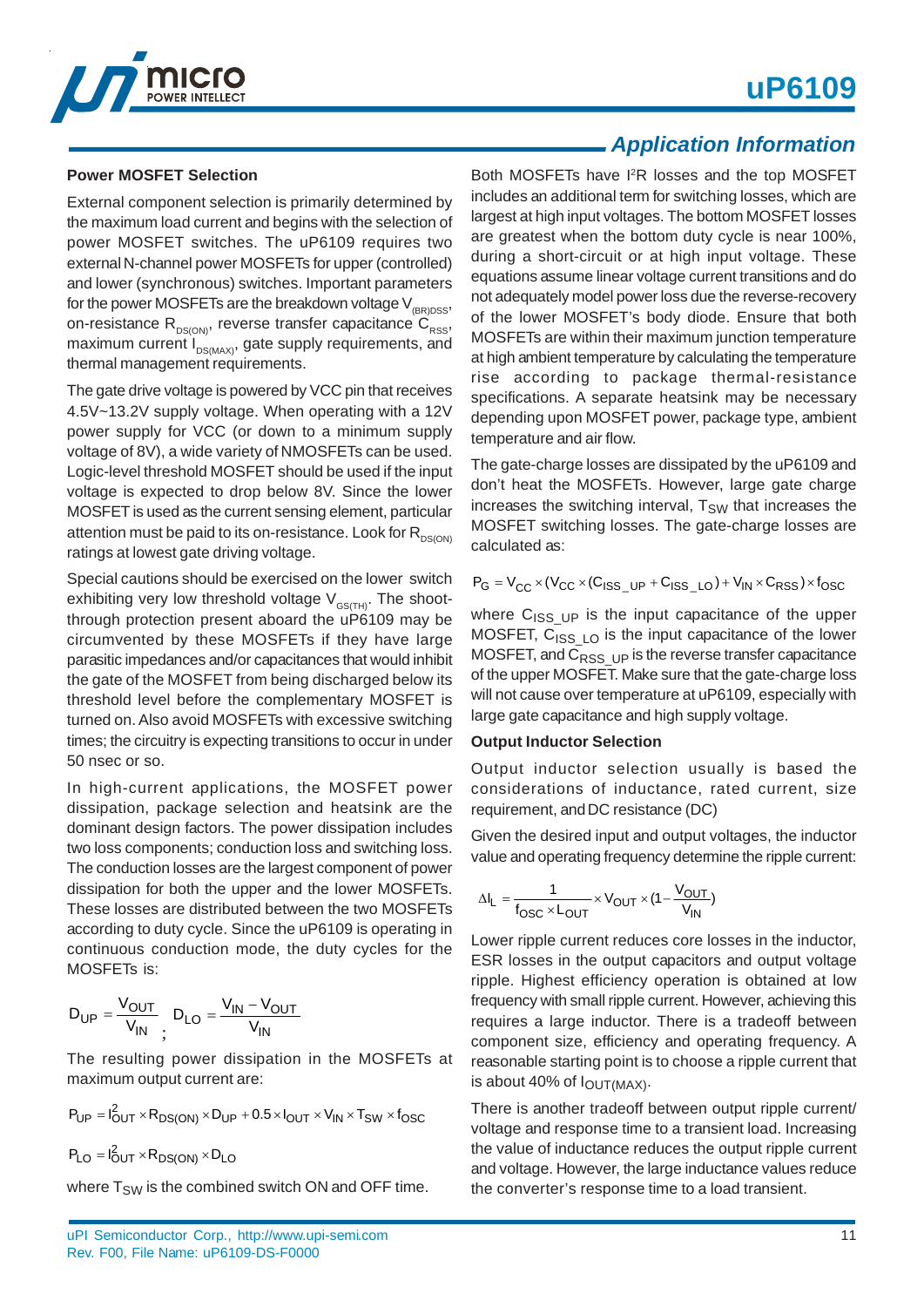## Application Information

### Power MOSFET Selection

External component selection is primarily determined by the maximum load current and begins with the selection of power MOSFET switches. The uP6109 requires two external N-channel power MOSFETs for upper (controlled) and lower (synchronous) switches. Important parameters for the power MOSFETs are the breakdown voltage $V_{(BR)DSS}$, on-resistance $R_{DS(ON)}$, reverse transfer capacitance $C_{RSS}$, maximum current $I_{DS(MAX)}$, gate supply requirements, and thermal management requirements.

The gate drive voltage is powered by VCC pin that receives 4.5V~13.2V supply voltage. When operating with a 12V power supply for VCC (or down to a minimum supply voltage of 8V), a wide variety of NMOSFETs can be used. Logic-level threshold MOSFET should be used if the input voltage is expected to drop below 8V. Since the lower MOSFET is used as the current sensing element, particular attention must be paid to its on-resistance. Look for $R_{DS(ON)}$ ratings at lowest gate driving voltage.

Special cautions should be exercised on the lower switch exhibiting very low threshold voltage $V_{GS(TH)}$. The shoot-through protection present aboard the uP6109 may be circumvented by these MOSFETs if they have large parasitic impedances and/or capacitances that would inhibit the gate of the MOSFET from being discharged below its threshold level before the complementary MOSFET is turned on. Also avoid MOSFETs with excessive switching times; the circuitry is expecting transitions to occur in under 50 nsec or so.

In high-current applications, the MOSFET power dissipation, package selection and heatsink are the dominant design factors. The power dissipation includes two loss components; conduction loss and switching loss. The conduction losses are the largest component of power dissipation for both the upper and the lower MOSFETs. These losses are distributed between the two MOSFETs according to duty cycle. Since the uP6109 is operating in continuous conduction mode, the duty cycles for the MOSFETs is:

$$D_{UP} = \frac{V_{OUT}}{V_{IN}} \; ; \quad D_{LO} = \frac{V_{IN} - V_{OUT}}{V_{IN}}$$

The resulting power dissipation in the MOSFETs at maximum output current are:

$$P_{UP} = I_{OUT}^2 \times R_{DS(ON)} \times D_{UP} + 0.5 \times I_{OUT} \times V_{IN} \times T_{SW} \times f_{OSC}$$

$$P_{LO} = I_{OUT}^2 \times R_{DS(ON)} \times D_{LO}$$

where $T_{SW}$ is the combined switch ON and OFF time.

Both MOSFETs have $I^2R$ losses and the top MOSFET includes an additional term for switching losses, which are largest at high input voltages. The bottom MOSFET losses are greatest when the bottom duty cycle is near 100%, during a short-circuit or at high input voltage. These equations assume linear voltage current transitions and do not adequately model power loss due the reverse-recovery of the lower MOSFET's body diode. Ensure that both MOSFETs are within their maximum junction temperature at high ambient temperature by calculating the temperature rise according to package thermal-resistance specifications. A separate heatsink may be necessary depending upon MOSFET power, package type, ambient temperature and air flow.

The gate-charge losses are dissipated by the uP6109 and don't heat the MOSFETs. However, large gate charge increases the switching interval, $T_{SW}$ that increases the MOSFET switching losses. The gate-charge losses are calculated as:

$$P_G = V_{CC} \times (V_{CC} \times (C_{ISS\_UP} + C_{ISS\_LO}) + V_{IN} \times C_{RSS}) \times f_{OSC}$$

where $C_{ISS\_UP}$ is the input capacitance of the upper MOSFET, $C_{ISS\_LO}$ is the input capacitance of the lower MOSFET, and $C_{RSS\_UP}$ is the reverse transfer capacitance of the upper MOSFET. Make sure that the gate-charge loss will not cause over temperature at uP6109, especially with large gate capacitance and high supply voltage.

### Output Inductor Selection

Output inductor selection usually is based the considerations of inductance, rated current, size requirement, and DC resistance (DC)

Given the desired input and output voltages, the inductor value and operating frequency determine the ripple current:

$$\Delta I_L = \frac{1}{f_{OSC} \times L_{OUT}} \times V_{OUT} \times (1 - \frac{V_{OUT}}{V_{IN}})$$

Lower ripple current reduces core losses in the inductor, ESR losses in the output capacitors and output voltage ripple. Highest efficiency operation is obtained at low frequency with small ripple current. However, achieving this requires a large inductor. There is a tradeoff between component size, efficiency and operating frequency. A reasonable starting point is to choose a ripple current that is about 40% of $I_{OUT(MAX)}$.

There is another tradeoff between output ripple current/ voltage and response time to a transient load. Increasing the value of inductance reduces the output ripple current and voltage. However, the large inductance values reduce the converter's response time to a load transient.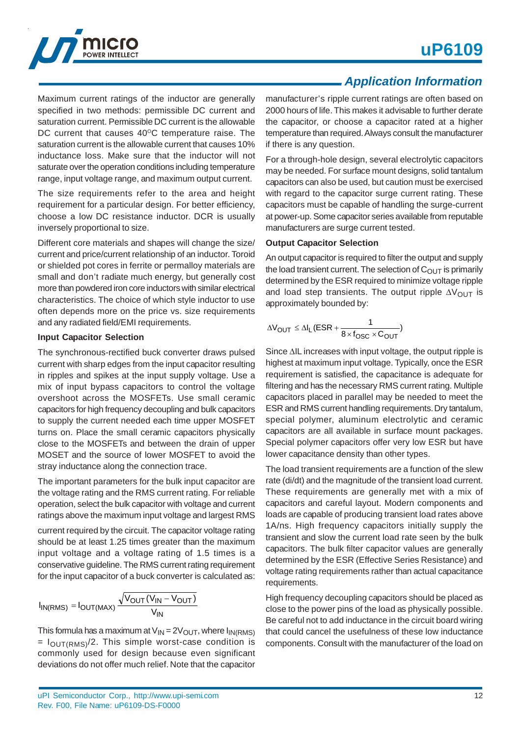## Application Information

Maximum current ratings of the inductor are generally specified in two methods: permissible DC current and saturation current. Permissible DC current is the allowable DC current that causes 40°C temperature raise. The saturation current is the allowable current that causes 10% inductance loss. Make sure that the inductor will not saturate over the operation conditions including temperature range, input voltage range, and maximum output current.

The size requirements refer to the area and height requirement for a particular design. For better efficiency, choose a low DC resistance inductor. DCR is usually inversely proportional to size.

Different core materials and shapes will change the size/ current and price/current relationship of an inductor. Toroid or shielded pot cores in ferrite or permalloy materials are small and don't radiate much energy, but generally cost more than powdered iron core inductors with similar electrical characteristics. The choice of which style inductor to use often depends more on the price vs. size requirements and any radiated field/EMI requirements.

**Input Capacitor Selection**

The synchronous-rectified buck converter draws pulsed current with sharp edges from the input capacitor resulting in ripples and spikes at the input supply voltage. Use a mix of input bypass capacitors to control the voltage overshoot across the MOSFETs. Use small ceramic capacitors for high frequency decoupling and bulk capacitors to supply the current needed each time upper MOSFET turns on. Place the small ceramic capacitors physically close to the MOSFETs and between the drain of upper MOSET and the source of lower MOSFET to avoid the stray inductance along the connection trace.

The important parameters for the bulk input capacitor are the voltage rating and the RMS current rating. For reliable operation, select the bulk capacitor with voltage and current ratings above the maximum input voltage and largest RMS current required by the circuit. The capacitor voltage rating should be at least 1.25 times greater than the maximum input voltage and a voltage rating of 1.5 times is a conservative guideline. The RMS current rating requirement for the input capacitor of a buck converter is calculated as:

$$I_{IN(RMS)} = I_{OUT(MAX)} \frac{\sqrt{V_{OUT}(V_{IN} - V_{OUT})}}{V_{IN}}$$

This formula has a maximum at $V_{IN} = 2V_{OUT}$, where $I_{IN(RMS)} = I_{OUT(RMS)}/2$. This simple worst-case condition is commonly used for design because even significant deviations do not offer much relief. Note that the capacitor manufacturer's ripple current ratings are often based on 2000 hours of life. This makes it advisable to further derate the capacitor, or choose a capacitor rated at a higher temperature than required. Always consult the manufacturer if there is any question.

For a through-hole design, several electrolytic capacitors may be needed. For surface mount designs, solid tantalum capacitors can also be used, but caution must be exercised with regard to the capacitor surge current rating. These capacitors must be capable of handling the surge-current at power-up. Some capacitor series available from reputable manufacturers are surge current tested.

**Output Capacitor Selection**

An output capacitor is required to filter the output and supply the load transient current. The selection of $C_{OUT}$ is primarily determined by the ESR required to minimize voltage ripple and load step transients. The output ripple $\Delta V_{OUT}$ is approximately bounded by:

$$\Delta V_{OUT} \le \Delta I_L (ESR + \frac{1}{8 \times f_{OSC} \times C_{OUT}})$$

Since $\Delta$IL increases with input voltage, the output ripple is highest at maximum input voltage. Typically, once the ESR requirement is satisfied, the capacitance is adequate for filtering and has the necessary RMS current rating. Multiple capacitors placed in parallel may be needed to meet the ESR and RMS current handling requirements. Dry tantalum, special polymer, aluminum electrolytic and ceramic capacitors are all available in surface mount packages. Special polymer capacitors offer very low ESR but have lower capacitance density than other types.

The load transient requirements are a function of the slew rate (di/dt) and the magnitude of the transient load current. These requirements are generally met with a mix of capacitors and careful layout. Modern components and loads are capable of producing transient load rates above 1A/ns. High frequency capacitors initially supply the transient and slow the current load rate seen by the bulk capacitors. The bulk filter capacitor values are generally determined by the ESR (Effective Series Resistance) and voltage rating requirements rather than actual capacitance requirements.

High frequency decoupling capacitors should be placed as close to the power pins of the load as physically possible. Be careful not to add inductance in the circuit board wiring that could cancel the usefulness of these low inductance components. Consult with the manufacturer of the load on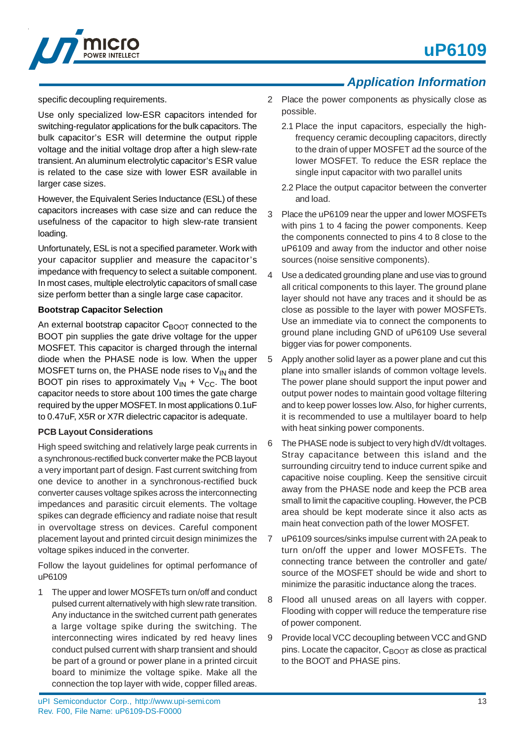## Application Information

specific decoupling requirements.

Use only specialized low-ESR capacitors intended for switching-regulator applications for the bulk capacitors. The bulk capacitor's ESR will determine the output ripple voltage and the initial voltage drop after a high slew-rate transient. An aluminum electrolytic capacitor's ESR value is related to the case size with lower ESR available in larger case sizes.

However, the Equivalent Series Inductance (ESL) of these capacitors increases with case size and can reduce the usefulness of the capacitor to high slew-rate transient loading.

Unfortunately, ESL is not a specified parameter. Work with your capacitor supplier and measure the capacitor's impedance with frequency to select a suitable component. In most cases, multiple electrolytic capacitors of small case size perform better than a single large case capacitor.

**Bootstrap Capacitor Selection**

An external bootstrap capacitor $C_{BOOT}$ connected to the BOOT pin supplies the gate drive voltage for the upper MOSFET. This capacitor is charged through the internal diode when the PHASE node is low. When the upper MOSFET turns on, the PHASE node rises to $V_{IN}$ and the BOOT pin rises to approximately $V_{IN}$ + $V_{CC}$. The boot capacitor needs to store about 100 times the gate charge required by the upper MOSFET. In most applications 0.1uF to 0.47uF, X5R or X7R dielectric capacitor is adequate.

**PCB Layout Considerations**

High speed switching and relatively large peak currents in a synchronous-rectified buck converter make the PCB layout a very important part of design. Fast current switching from one device to another in a synchronous-rectified buck converter causes voltage spikes across the interconnecting impedances and parasitic circuit elements. The voltage spikes can degrade efficiency and radiate noise that result in overvoltage stress on devices. Careful component placement layout and printed circuit design minimizes the voltage spikes induced in the converter.

Follow the layout guidelines for optimal performance of uP6109

1 The upper and lower MOSFETs turn on/off and conduct pulsed current alternatively with high slew rate transition. Any inductance in the switched current path generates a large voltage spike during the switching. The interconnecting wires indicated by red heavy lines conduct pulsed current with sharp transient and should be part of a ground or power plane in a printed circuit board to minimize the voltage spike. Make all the connection the top layer with wide, copper filled areas.

2 Place the power components as physically close as possible.

2.1 Place the input capacitors, especially the high-frequency ceramic decoupling capacitors, directly to the drain of upper MOSFET ad the source of the lower MOSFET. To reduce the ESR replace the single input capacitor with two parallel units

2.2 Place the output capacitor between the converter and load.

3 Place the uP6109 near the upper and lower MOSFETs with pins 1 to 4 facing the power components. Keep the components connected to pins 4 to 8 close to the uP6109 and away from the inductor and other noise sources (noise sensitive components).

4 Use a dedicated grounding plane and use vias to ground all critical components to this layer. The ground plane layer should not have any traces and it should be as close as possible to the layer with power MOSFETs. Use an immediate via to connect the components to ground plane including GND of uP6109 Use several bigger vias for power components.

5 Apply another solid layer as a power plane and cut this plane into smaller islands of common voltage levels. The power plane should support the input power and output power nodes to maintain good voltage filtering and to keep power losses low. Also, for higher currents, it is recommended to use a multilayer board to help with heat sinking power components.

6 The PHASE node is subject to very high dV/dt voltages. Stray capacitance between this island and the surrounding circuitry tend to induce current spike and capacitive noise coupling. Keep the sensitive circuit away from the PHASE node and keep the PCB area small to limit the capacitive coupling. However, the PCB area should be kept moderate since it also acts as main heat convection path of the lower MOSFET.

7 uP6109 sources/sinks impulse current with 2A peak to turn on/off the upper and lower MOSFETs. The connecting trance between the controller and gate/source of the MOSFET should be wide and short to minimize the parasitic inductance along the traces.

8 Flood all unused areas on all layers with copper. Flooding with copper will reduce the temperature rise of power component.

9 Provide local VCC decoupling between VCC and GND pins. Locate the capacitor, $C_{BOOT}$ as close as practical to the BOOT and PHASE pins.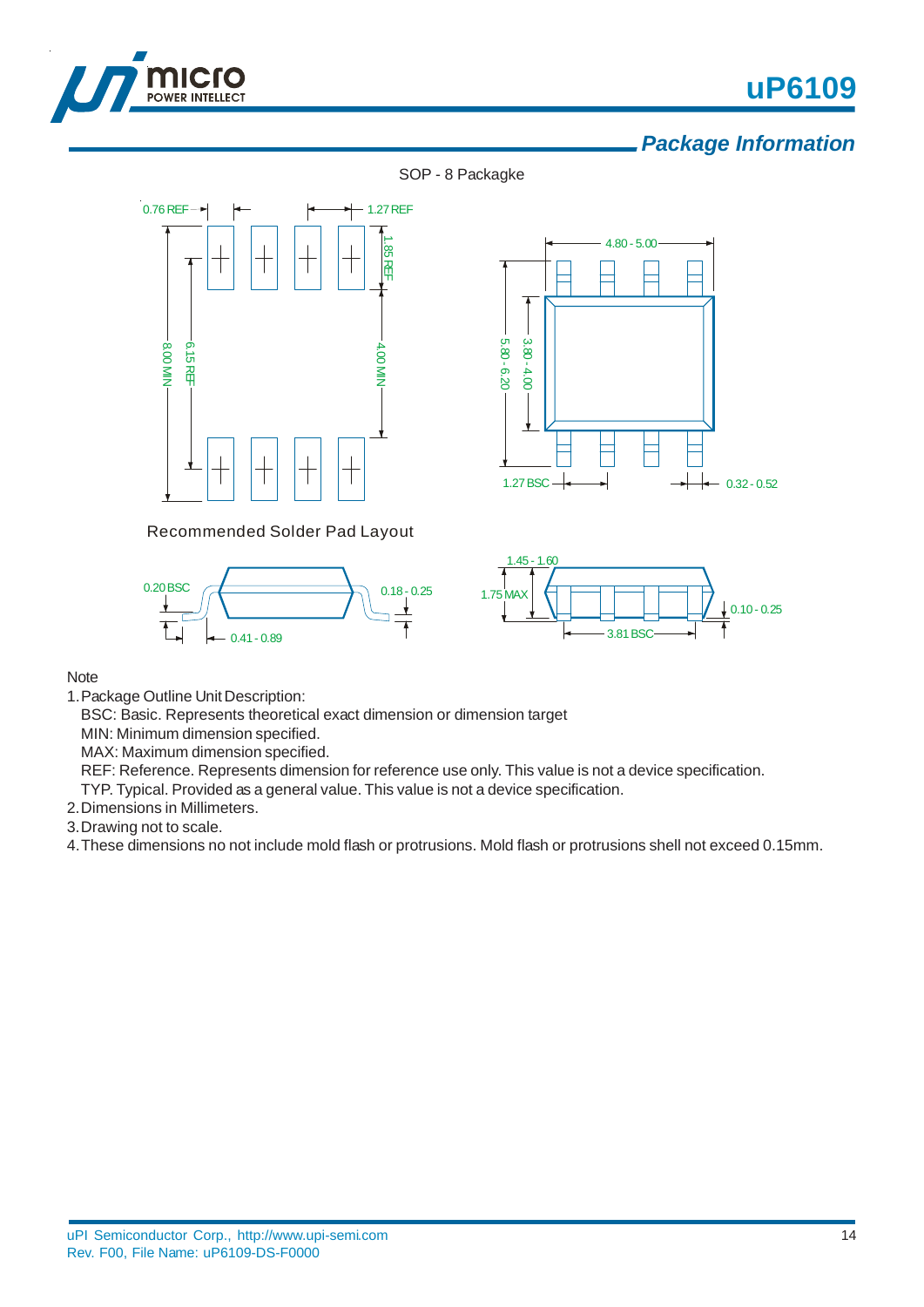## Package Information

SOP - 8 Packagke

0.76 REF

1.27 REF

1.85 REF

8.00 MIN

6.15 REF

4.00 MIN

4.80 - 5.00

5.80 - 6.20

3.80 - 4.00

1.27 BSC

0.32 - 0.52

Recommended Solder Pad Layout

0.20 BSC

0.18 - 0.25

0.41 - 0.89

1.45 - 1.60

1.75 MAX

0.10 - 0.25

3.81 BSC

Note

1. Package Outline Unit Description:
   BSC: Basic. Represents theoretical exact dimension or dimension target
   MIN: Minimum dimension specified.
   MAX: Maximum dimension specified.
   REF: Reference. Represents dimension for reference use only. This value is not a device specification.
   TYP. Typical. Provided as a general value. This value is not a device specification.
2. Dimensions in Millimeters.
3. Drawing not to scale.
4. These dimensions no not include mold flash or protrusions. Mold flash or protrusions shell not exceed 0.15mm.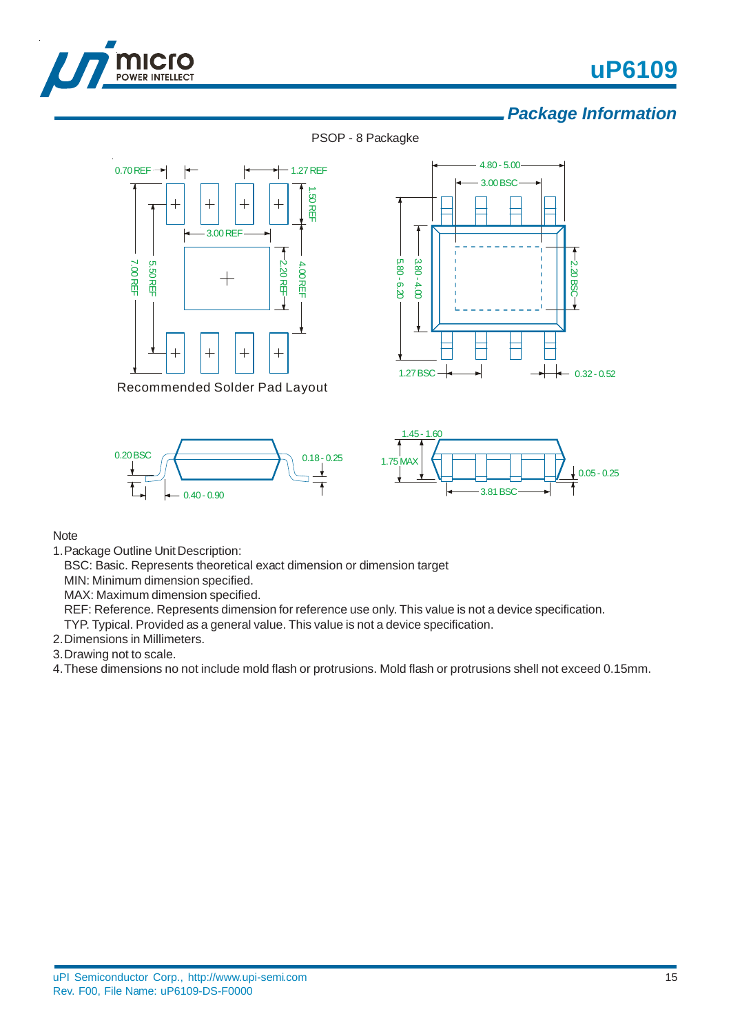## Package Information

PSOP - 8 Packagke

0.70 REF
1.27 REF
1.50 REF
3.00 REF
7.00 REF
5.50 REF
2.20 REF
4.00 REF

Recommended Solder Pad Layout

4.80 - 5.00
3.00 BSC
5.80 - 6.20
3.80 - 4.00
2.20 BSC
1.27 BSC
0.32 - 0.52

0.20 BSC
0.18 - 0.25
0.40 - 0.90

1.45 - 1.60
1.75 MAX
0.05 - 0.25
3.81 BSC

Note

1. Package Outline Unit Description:
   BSC: Basic. Represents theoretical exact dimension or dimension target
   MIN: Minimum dimension specified.
   MAX: Maximum dimension specified.
   REF: Reference. Represents dimension for reference use only. This value is not a device specification.
   TYP. Typical. Provided as a general value. This value is not a device specification.
2. Dimensions in Millimeters.
3. Drawing not to scale.
4. These dimensions no not include mold flash or protrusions. Mold flash or protrusions shell not exceed 0.15mm.